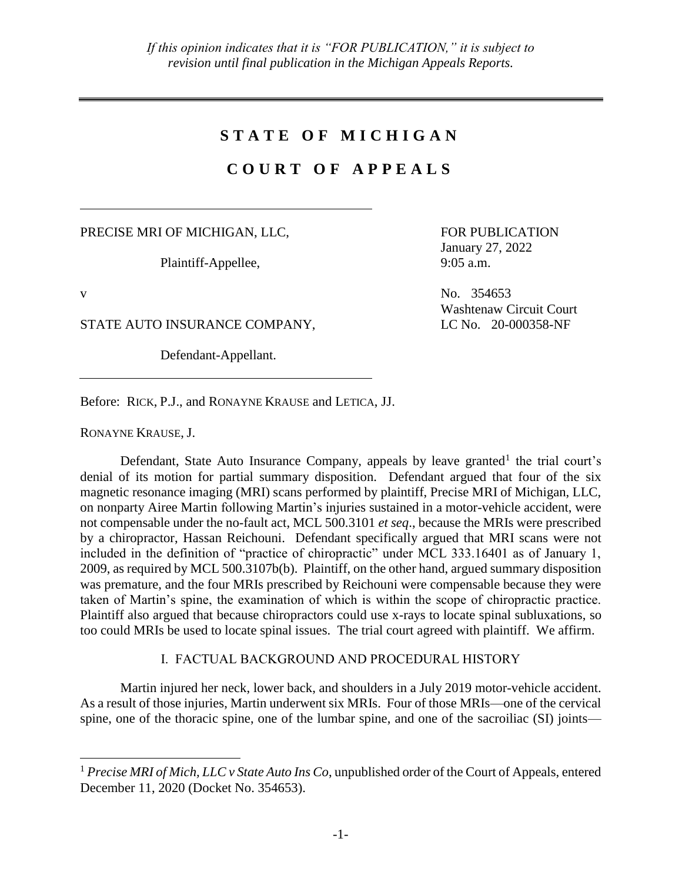*If this opinion indicates that it is "FOR PUBLICATION," it is subject to revision until final publication in the Michigan Appeals Reports.*

# STATE OF MICHIGAN

# COURT OF APPEALS

PRECISE MRI OF MICHIGAN, LLC,

Plaintiff-Appellee,

v

STATE AUTO INSURANCE COMPANY,

Defendant-Appellant.

FOR PUBLICATION
January 27, 2022
9:05 a.m.

No. 354653
Washtenaw Circuit Court
LC No. 20-000358-NF

Before: RICK, P.J., and RONAYNE KRAUSE and LETICA, JJ.

RONAYNE KRAUSE, J.

Defendant, State Auto Insurance Company, appeals by leave granted[1] the trial court's denial of its motion for partial summary disposition. Defendant argued that four of the six magnetic resonance imaging (MRI) scans performed by plaintiff, Precise MRI of Michigan, LLC, on nonparty Airee Martin following Martin's injuries sustained in a motor-vehicle accident, were not compensable under the no-fault act, MCL 500.3101 *et seq*., because the MRIs were prescribed by a chiropractor, Hassan Reichouni. Defendant specifically argued that MRI scans were not included in the definition of "practice of chiropractic" under MCL 333.16401 as of January 1, 2009, as required by MCL 500.3107b(b). Plaintiff, on the other hand, argued summary disposition was premature, and the four MRIs prescribed by Reichouni were compensable because they were taken of Martin's spine, the examination of which is within the scope of chiropractic practice. Plaintiff also argued that because chiropractors could use x-rays to locate spinal subluxations, so too could MRIs be used to locate spinal issues. The trial court agreed with plaintiff. We affirm.

## I. FACTUAL BACKGROUND AND PROCEDURAL HISTORY

Martin injured her neck, lower back, and shoulders in a July 2019 motor-vehicle accident. As a result of those injuries, Martin underwent six MRIs. Four of those MRIs—one of the cervical spine, one of the thoracic spine, one of the lumbar spine, and one of the sacroiliac (SI) joints—

[1] *Precise MRI of Mich, LLC v State Auto Ins Co*, unpublished order of the Court of Appeals, entered December 11, 2020 (Docket No. 354653).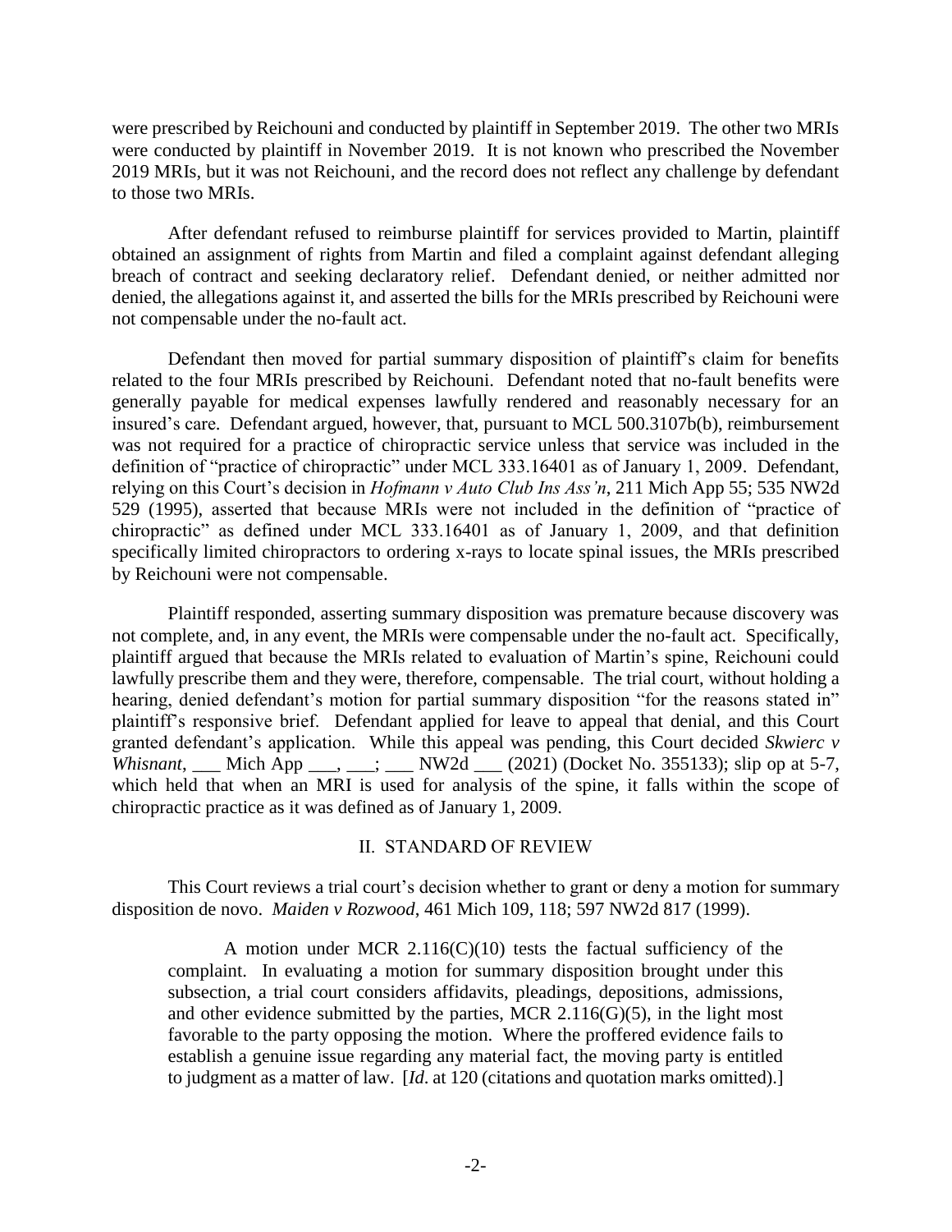were prescribed by Reichouni and conducted by plaintiff in September 2019. The other two MRIs were conducted by plaintiff in November 2019. It is not known who prescribed the November 2019 MRIs, but it was not Reichouni, and the record does not reflect any challenge by defendant to those two MRIs.

After defendant refused to reimburse plaintiff for services provided to Martin, plaintiff obtained an assignment of rights from Martin and filed a complaint against defendant alleging breach of contract and seeking declaratory relief. Defendant denied, or neither admitted nor denied, the allegations against it, and asserted the bills for the MRIs prescribed by Reichouni were not compensable under the no-fault act.

Defendant then moved for partial summary disposition of plaintiff's claim for benefits related to the four MRIs prescribed by Reichouni. Defendant noted that no-fault benefits were generally payable for medical expenses lawfully rendered and reasonably necessary for an insured's care. Defendant argued, however, that, pursuant to MCL 500.3107b(b), reimbursement was not required for a practice of chiropractic service unless that service was included in the definition of "practice of chiropractic" under MCL 333.16401 as of January 1, 2009. Defendant, relying on this Court's decision in *Hofmann v Auto Club Ins Ass'n*, 211 Mich App 55; 535 NW2d 529 (1995), asserted that because MRIs were not included in the definition of "practice of chiropractic" as defined under MCL 333.16401 as of January 1, 2009, and that definition specifically limited chiropractors to ordering x-rays to locate spinal issues, the MRIs prescribed by Reichouni were not compensable.

Plaintiff responded, asserting summary disposition was premature because discovery was not complete, and, in any event, the MRIs were compensable under the no-fault act. Specifically, plaintiff argued that because the MRIs related to evaluation of Martin's spine, Reichouni could lawfully prescribe them and they were, therefore, compensable. The trial court, without holding a hearing, denied defendant's motion for partial summary disposition "for the reasons stated in" plaintiff's responsive brief. Defendant applied for leave to appeal that denial, and this Court granted defendant's application. While this appeal was pending, this Court decided *Skwierc v Whisnant*, ___ Mich App ___, ___; ___ NW2d ___ (2021) (Docket No. 355133); slip op at 5-7, which held that when an MRI is used for analysis of the spine, it falls within the scope of chiropractic practice as it was defined as of January 1, 2009.

## II. STANDARD OF REVIEW

This Court reviews a trial court's decision whether to grant or deny a motion for summary disposition de novo. *Maiden v Rozwood*, 461 Mich 109, 118; 597 NW2d 817 (1999).

> A motion under MCR 2.116(C)(10) tests the factual sufficiency of the complaint. In evaluating a motion for summary disposition brought under this subsection, a trial court considers affidavits, pleadings, depositions, admissions, and other evidence submitted by the parties, MCR 2.116(G)(5), in the light most favorable to the party opposing the motion. Where the proffered evidence fails to establish a genuine issue regarding any material fact, the moving party is entitled to judgment as a matter of law. [*Id*. at 120 (citations and quotation marks omitted).]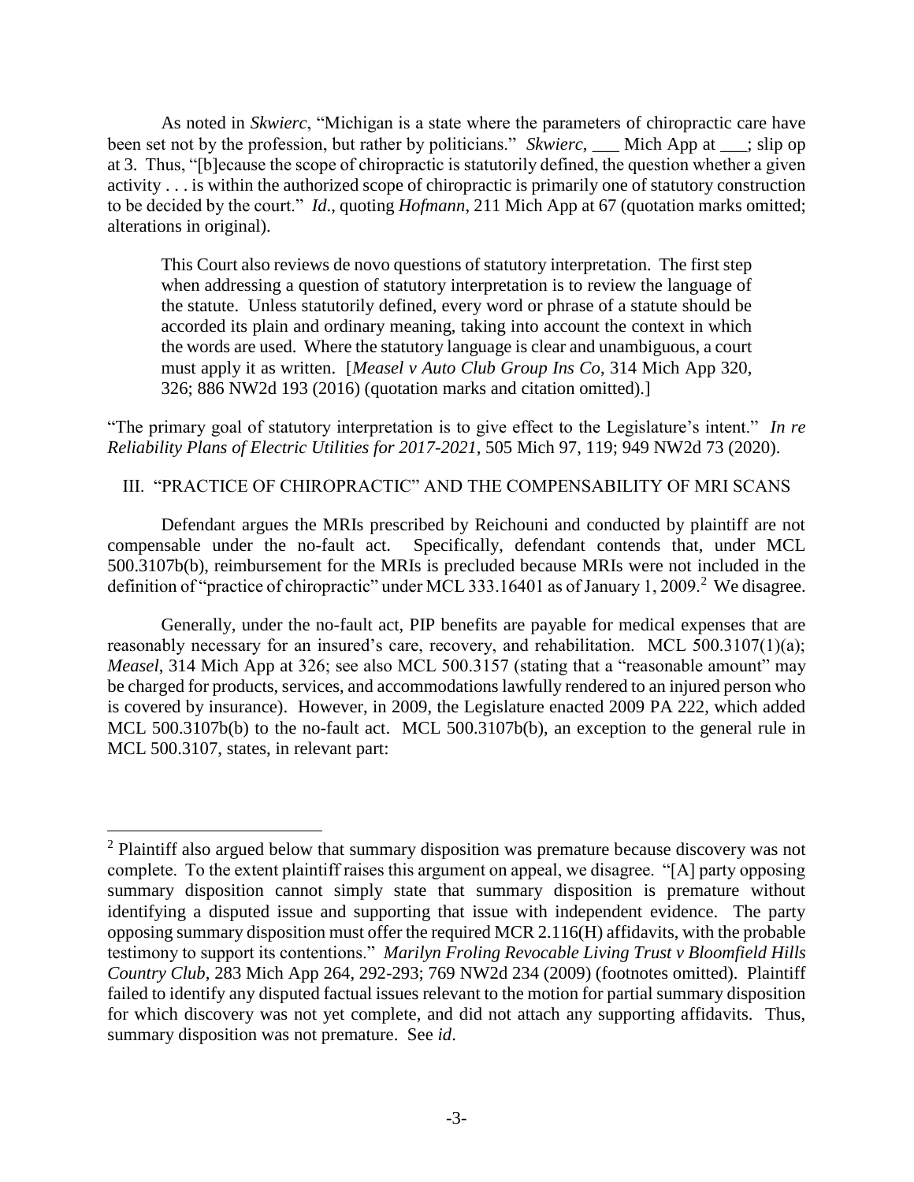As noted in *Skwierc*, "Michigan is a state where the parameters of chiropractic care have been set not by the profession, but rather by politicians." *Skwierc*, ___ Mich App at ___; slip op at 3. Thus, "[b]ecause the scope of chiropractic is statutorily defined, the question whether a given activity . . . is within the authorized scope of chiropractic is primarily one of statutory construction to be decided by the court." *Id*., quoting *Hofmann*, 211 Mich App at 67 (quotation marks omitted; alterations in original).

> This Court also reviews de novo questions of statutory interpretation. The first step when addressing a question of statutory interpretation is to review the language of the statute. Unless statutorily defined, every word or phrase of a statute should be accorded its plain and ordinary meaning, taking into account the context in which the words are used. Where the statutory language is clear and unambiguous, a court must apply it as written. [*Measel v Auto Club Group Ins Co*, 314 Mich App 320, 326; 886 NW2d 193 (2016) (quotation marks and citation omitted).]

"The primary goal of statutory interpretation is to give effect to the Legislature's intent." *In re Reliability Plans of Electric Utilities for 2017-2021*, 505 Mich 97, 119; 949 NW2d 73 (2020).

## III. "PRACTICE OF CHIROPRACTIC" AND THE COMPENSABILITY OF MRI SCANS

Defendant argues the MRIs prescribed by Reichouni and conducted by plaintiff are not compensable under the no-fault act. Specifically, defendant contends that, under MCL 500.3107b(b), reimbursement for the MRIs is precluded because MRIs were not included in the definition of "practice of chiropractic" under MCL 333.16401 as of January 1, 2009.[2] We disagree.

Generally, under the no-fault act, PIP benefits are payable for medical expenses that are reasonably necessary for an insured's care, recovery, and rehabilitation. MCL 500.3107(1)(a); *Measel*, 314 Mich App at 326; see also MCL 500.3157 (stating that a "reasonable amount" may be charged for products, services, and accommodations lawfully rendered to an injured person who is covered by insurance). However, in 2009, the Legislature enacted 2009 PA 222, which added MCL 500.3107b(b) to the no-fault act. MCL 500.3107b(b), an exception to the general rule in MCL 500.3107, states, in relevant part:

---

[2] Plaintiff also argued below that summary disposition was premature because discovery was not complete. To the extent plaintiff raises this argument on appeal, we disagree. "[A] party opposing summary disposition cannot simply state that summary disposition is premature without identifying a disputed issue and supporting that issue with independent evidence. The party opposing summary disposition must offer the required MCR 2.116(H) affidavits, with the probable testimony to support its contentions." *Marilyn Froling Revocable Living Trust v Bloomfield Hills Country Club*, 283 Mich App 264, 292-293; 769 NW2d 234 (2009) (footnotes omitted). Plaintiff failed to identify any disputed factual issues relevant to the motion for partial summary disposition for which discovery was not yet complete, and did not attach any supporting affidavits. Thus, summary disposition was not premature. See *id*.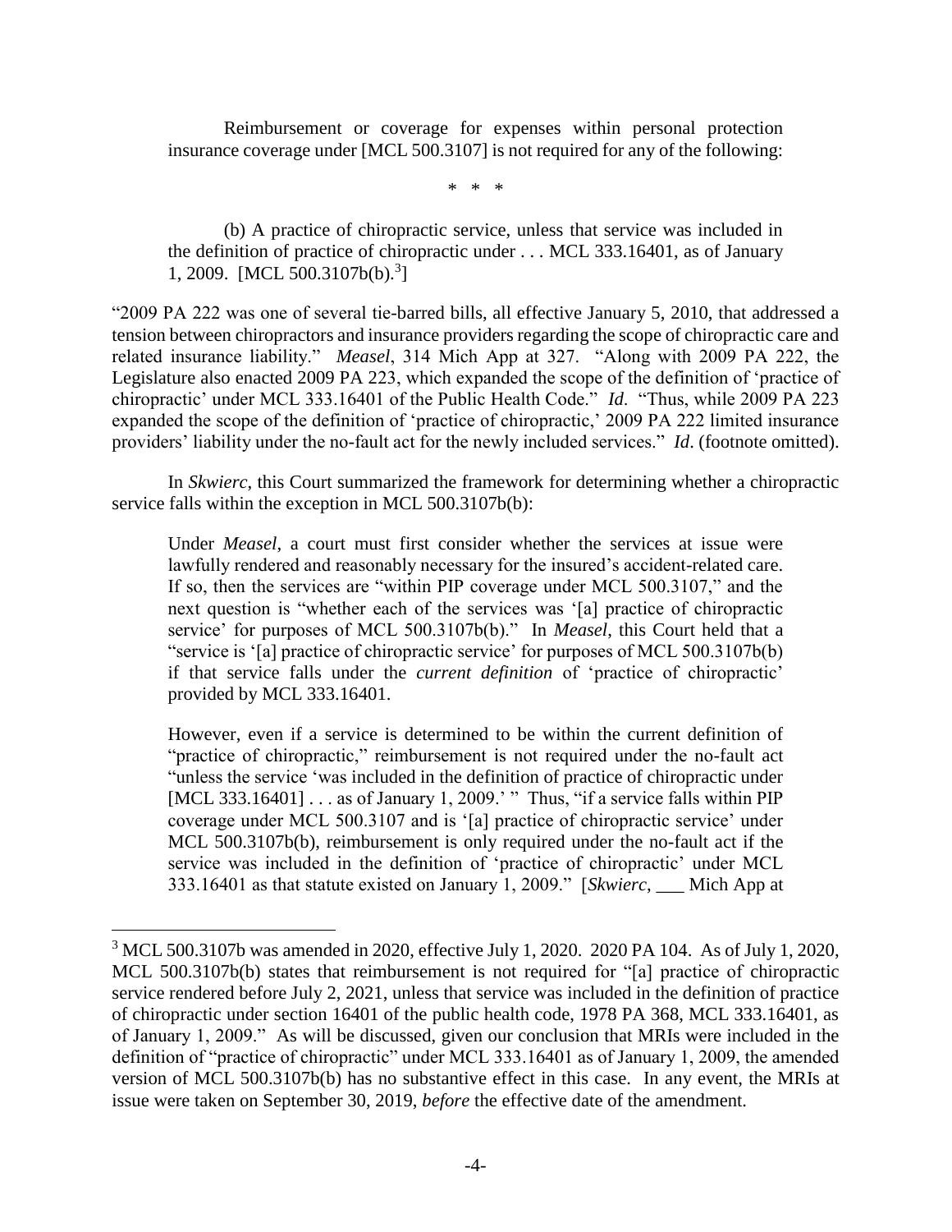> Reimbursement or coverage for expenses within personal protection insurance coverage under [MCL 500.3107] is not required for any of the following:
>
> \* \* \*
>
> (b) A practice of chiropractic service, unless that service was included in the definition of practice of chiropractic under . . . MCL 333.16401, as of January 1, 2009. [MCL 500.3107b(b).[3]]

"2009 PA 222 was one of several tie-barred bills, all effective January 5, 2010, that addressed a tension between chiropractors and insurance providers regarding the scope of chiropractic care and related insurance liability." *Measel*, 314 Mich App at 327. "Along with 2009 PA 222, the Legislature also enacted 2009 PA 223, which expanded the scope of the definition of 'practice of chiropractic' under MCL 333.16401 of the Public Health Code." *Id*. "Thus, while 2009 PA 223 expanded the scope of the definition of 'practice of chiropractic,' 2009 PA 222 limited insurance providers' liability under the no-fault act for the newly included services." *Id*. (footnote omitted).

In *Skwierc*, this Court summarized the framework for determining whether a chiropractic service falls within the exception in MCL 500.3107b(b):

> Under *Measel*, a court must first consider whether the services at issue were lawfully rendered and reasonably necessary for the insured's accident-related care. If so, then the services are "within PIP coverage under MCL 500.3107," and the next question is "whether each of the services was '[a] practice of chiropractic service' for purposes of MCL 500.3107b(b)." In *Measel*, this Court held that a "service is '[a] practice of chiropractic service' for purposes of MCL 500.3107b(b) if that service falls under the *current definition* of 'practice of chiropractic' provided by MCL 333.16401.
>
> However, even if a service is determined to be within the current definition of "practice of chiropractic," reimbursement is not required under the no-fault act "unless the service 'was included in the definition of practice of chiropractic under [MCL 333.16401] . . . as of January 1, 2009.' " Thus, "if a service falls within PIP coverage under MCL 500.3107 and is '[a] practice of chiropractic service' under MCL 500.3107b(b), reimbursement is only required under the no-fault act if the service was included in the definition of 'practice of chiropractic' under MCL 333.16401 as that statute existed on January 1, 2009." [*Skwierc*, ___ Mich App at

---

[3] MCL 500.3107b was amended in 2020, effective July 1, 2020. 2020 PA 104. As of July 1, 2020, MCL 500.3107b(b) states that reimbursement is not required for "[a] practice of chiropractic service rendered before July 2, 2021, unless that service was included in the definition of practice of chiropractic under section 16401 of the public health code, 1978 PA 368, MCL 333.16401, as of January 1, 2009." As will be discussed, given our conclusion that MRIs were included in the definition of "practice of chiropractic" under MCL 333.16401 as of January 1, 2009, the amended version of MCL 500.3107b(b) has no substantive effect in this case. In any event, the MRIs at issue were taken on September 30, 2019, *before* the effective date of the amendment.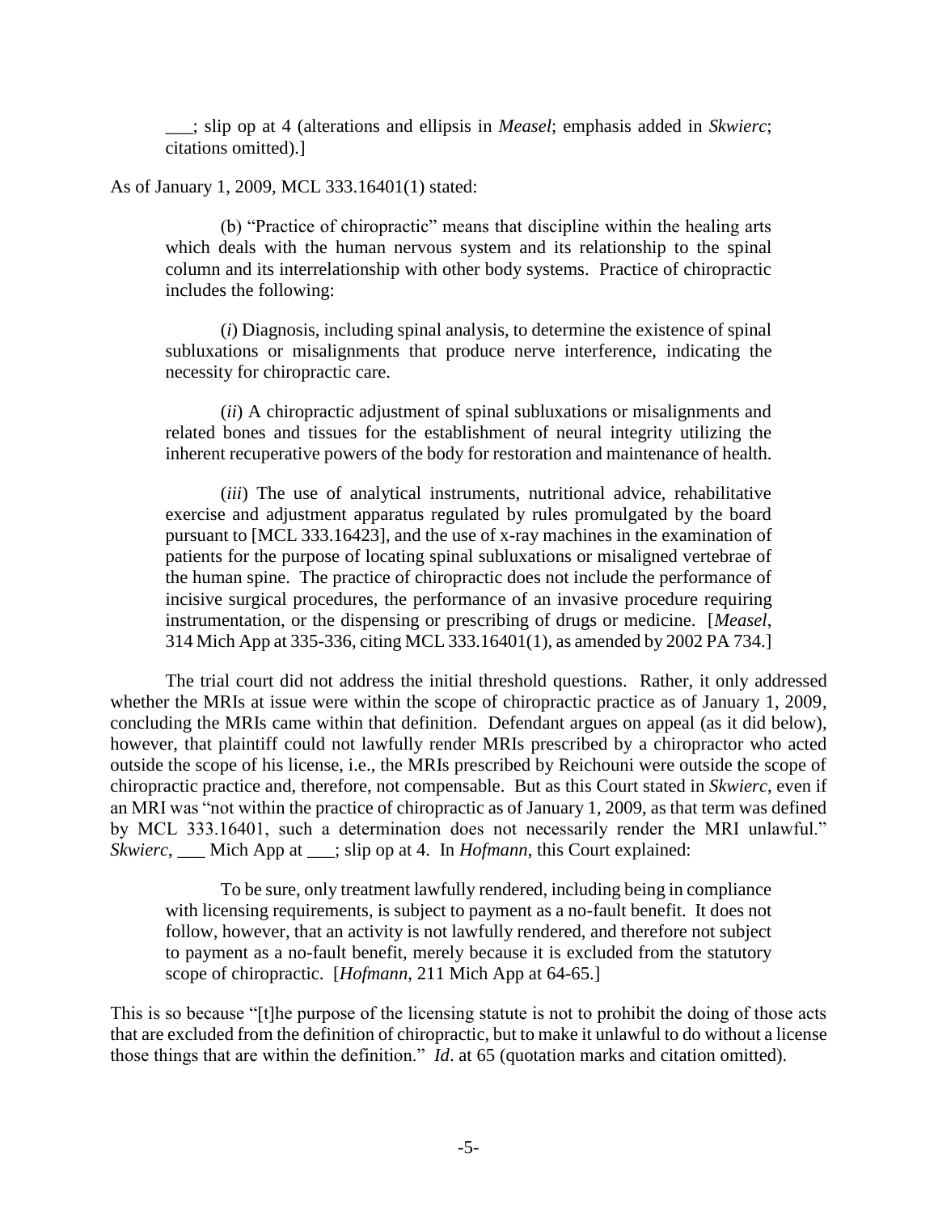___; slip op at 4 (alterations and ellipsis in *Measel*; emphasis added in *Skwierc*; citations omitted).]

As of January 1, 2009, MCL 333.16401(1) stated:

> (b) "Practice of chiropractic" means that discipline within the healing arts which deals with the human nervous system and its relationship to the spinal column and its interrelationship with other body systems. Practice of chiropractic includes the following:
>
> (*i*) Diagnosis, including spinal analysis, to determine the existence of spinal subluxations or misalignments that produce nerve interference, indicating the necessity for chiropractic care.
>
> (*ii*) A chiropractic adjustment of spinal subluxations or misalignments and related bones and tissues for the establishment of neural integrity utilizing the inherent recuperative powers of the body for restoration and maintenance of health.
>
> (*iii*) The use of analytical instruments, nutritional advice, rehabilitative exercise and adjustment apparatus regulated by rules promulgated by the board pursuant to [MCL 333.16423], and the use of x-ray machines in the examination of patients for the purpose of locating spinal subluxations or misaligned vertebrae of the human spine. The practice of chiropractic does not include the performance of incisive surgical procedures, the performance of an invasive procedure requiring instrumentation, or the dispensing or prescribing of drugs or medicine. [*Measel*, 314 Mich App at 335-336, citing MCL 333.16401(1), as amended by 2002 PA 734.]

The trial court did not address the initial threshold questions. Rather, it only addressed whether the MRIs at issue were within the scope of chiropractic practice as of January 1, 2009, concluding the MRIs came within that definition. Defendant argues on appeal (as it did below), however, that plaintiff could not lawfully render MRIs prescribed by a chiropractor who acted outside the scope of his license, i.e., the MRIs prescribed by Reichouni were outside the scope of chiropractic practice and, therefore, not compensable. But as this Court stated in *Skwierc*, even if an MRI was "not within the practice of chiropractic as of January 1, 2009, as that term was defined by MCL 333.16401, such a determination does not necessarily render the MRI unlawful." *Skwierc*, ___ Mich App at ___; slip op at 4. In *Hofmann*, this Court explained:

> To be sure, only treatment lawfully rendered, including being in compliance with licensing requirements, is subject to payment as a no-fault benefit. It does not follow, however, that an activity is not lawfully rendered, and therefore not subject to payment as a no-fault benefit, merely because it is excluded from the statutory scope of chiropractic. [*Hofmann*, 211 Mich App at 64-65.]

This is so because "[t]he purpose of the licensing statute is not to prohibit the doing of those acts that are excluded from the definition of chiropractic, but to make it unlawful to do without a license those things that are within the definition." *Id*. at 65 (quotation marks and citation omitted).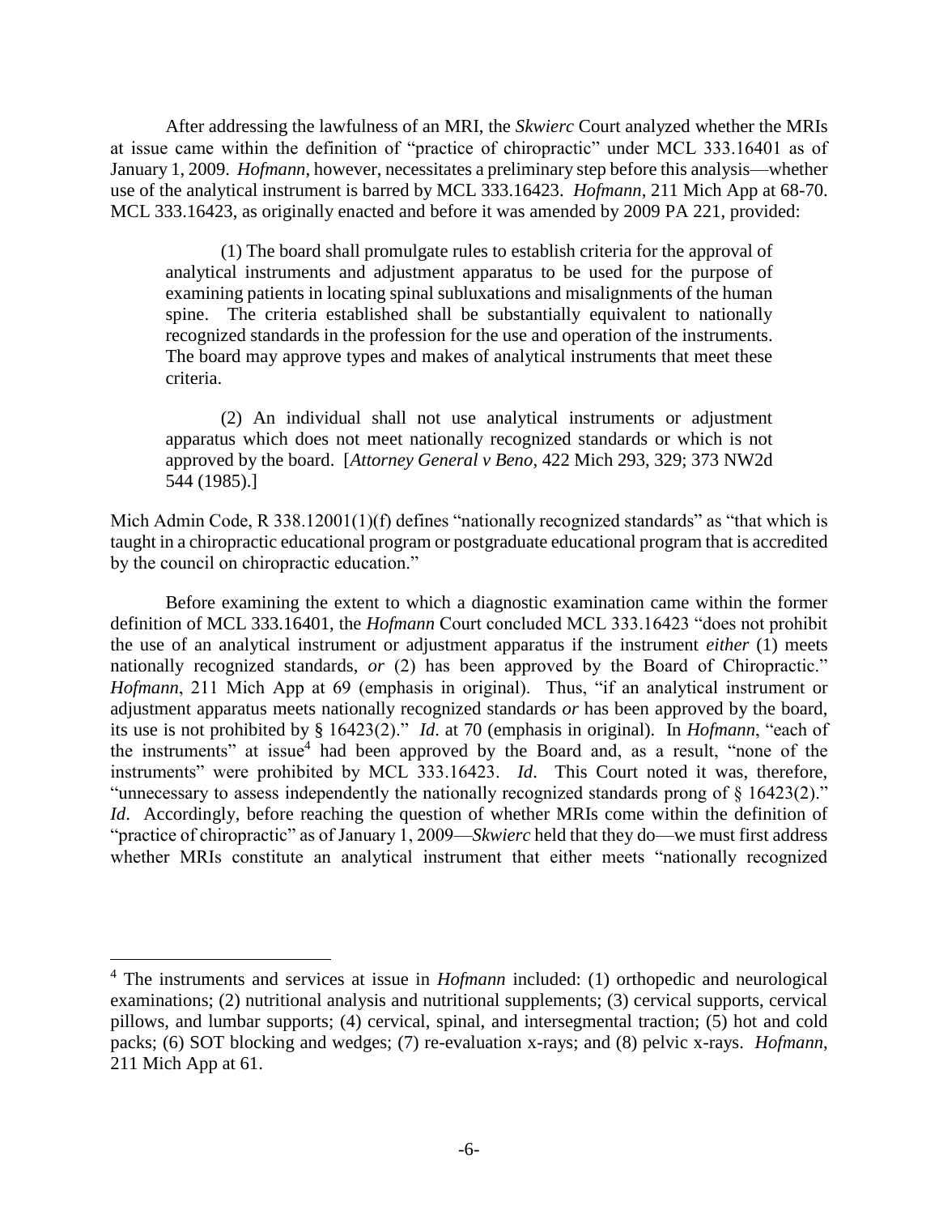After addressing the lawfulness of an MRI, the *Skwierc* Court analyzed whether the MRIs at issue came within the definition of "practice of chiropractic" under MCL 333.16401 as of January 1, 2009. *Hofmann*, however, necessitates a preliminary step before this analysis—whether use of the analytical instrument is barred by MCL 333.16423. *Hofmann*, 211 Mich App at 68-70. MCL 333.16423, as originally enacted and before it was amended by 2009 PA 221, provided:

> (1) The board shall promulgate rules to establish criteria for the approval of analytical instruments and adjustment apparatus to be used for the purpose of examining patients in locating spinal subluxations and misalignments of the human spine. The criteria established shall be substantially equivalent to nationally recognized standards in the profession for the use and operation of the instruments. The board may approve types and makes of analytical instruments that meet these criteria.
>
> (2) An individual shall not use analytical instruments or adjustment apparatus which does not meet nationally recognized standards or which is not approved by the board. [*Attorney General v Beno*, 422 Mich 293, 329; 373 NW2d 544 (1985).]

Mich Admin Code, R 338.12001(1)(f) defines "nationally recognized standards" as "that which is taught in a chiropractic educational program or postgraduate educational program that is accredited by the council on chiropractic education."

Before examining the extent to which a diagnostic examination came within the former definition of MCL 333.16401, the *Hofmann* Court concluded MCL 333.16423 "does not prohibit the use of an analytical instrument or adjustment apparatus if the instrument *either* (1) meets nationally recognized standards, *or* (2) has been approved by the Board of Chiropractic." *Hofmann*, 211 Mich App at 69 (emphasis in original). Thus, "if an analytical instrument or adjustment apparatus meets nationally recognized standards *or* has been approved by the board, its use is not prohibited by § 16423(2)." *Id*. at 70 (emphasis in original). In *Hofmann*, "each of the instruments" at issue[4] had been approved by the Board and, as a result, "none of the instruments" were prohibited by MCL 333.16423. *Id*. This Court noted it was, therefore, "unnecessary to assess independently the nationally recognized standards prong of § 16423(2)." *Id*. Accordingly, before reaching the question of whether MRIs come within the definition of "practice of chiropractic" as of January 1, 2009—*Skwierc* held that they do—we must first address whether MRIs constitute an analytical instrument that either meets "nationally recognized

[4] The instruments and services at issue in *Hofmann* included: (1) orthopedic and neurological examinations; (2) nutritional analysis and nutritional supplements; (3) cervical supports, cervical pillows, and lumbar supports; (4) cervical, spinal, and intersegmental traction; (5) hot and cold packs; (6) SOT blocking and wedges; (7) re-evaluation x-rays; and (8) pelvic x-rays. *Hofmann*, 211 Mich App at 61.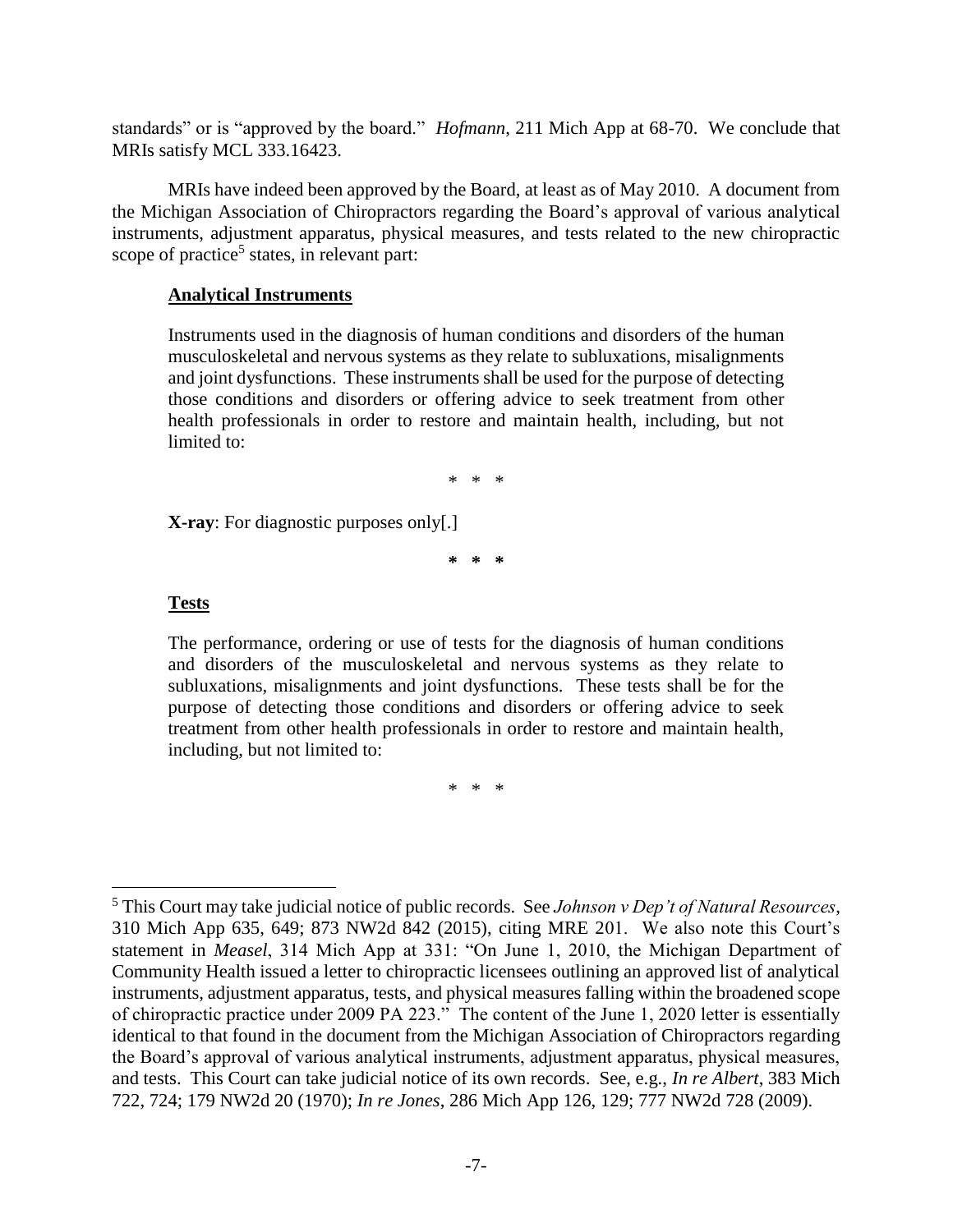standards" or is "approved by the board." *Hofmann*, 211 Mich App at 68-70. We conclude that MRIs satisfy MCL 333.16423.

MRIs have indeed been approved by the Board, at least as of May 2010. A document from the Michigan Association of Chiropractors regarding the Board's approval of various analytical instruments, adjustment apparatus, physical measures, and tests related to the new chiropractic scope of practice[5] states, in relevant part:

> **<u>Analytical Instruments</u>**
>
> Instruments used in the diagnosis of human conditions and disorders of the human musculoskeletal and nervous systems as they relate to subluxations, misalignments and joint dysfunctions. These instruments shall be used for the purpose of detecting those conditions and disorders or offering advice to seek treatment from other health professionals in order to restore and maintain health, including, but not limited to:
>
> \* \* \*
>
> **X-ray**: For diagnostic purposes only[.]
>
> **\* \* \***
>
> **<u>Tests</u>**
>
> The performance, ordering or use of tests for the diagnosis of human conditions and disorders of the musculoskeletal and nervous systems as they relate to subluxations, misalignments and joint dysfunctions. These tests shall be for the purpose of detecting those conditions and disorders or offering advice to seek treatment from other health professionals in order to restore and maintain health, including, but not limited to:
>
> \* \* \*

---

[5] This Court may take judicial notice of public records. See *Johnson v Dep't of Natural Resources*, 310 Mich App 635, 649; 873 NW2d 842 (2015), citing MRE 201. We also note this Court's statement in *Measel*, 314 Mich App at 331: "On June 1, 2010, the Michigan Department of Community Health issued a letter to chiropractic licensees outlining an approved list of analytical instruments, adjustment apparatus, tests, and physical measures falling within the broadened scope of chiropractic practice under 2009 PA 223." The content of the June 1, 2020 letter is essentially identical to that found in the document from the Michigan Association of Chiropractors regarding the Board's approval of various analytical instruments, adjustment apparatus, physical measures, and tests. This Court can take judicial notice of its own records. See, e.g., *In re Albert*, 383 Mich 722, 724; 179 NW2d 20 (1970); *In re Jones*, 286 Mich App 126, 129; 777 NW2d 728 (2009).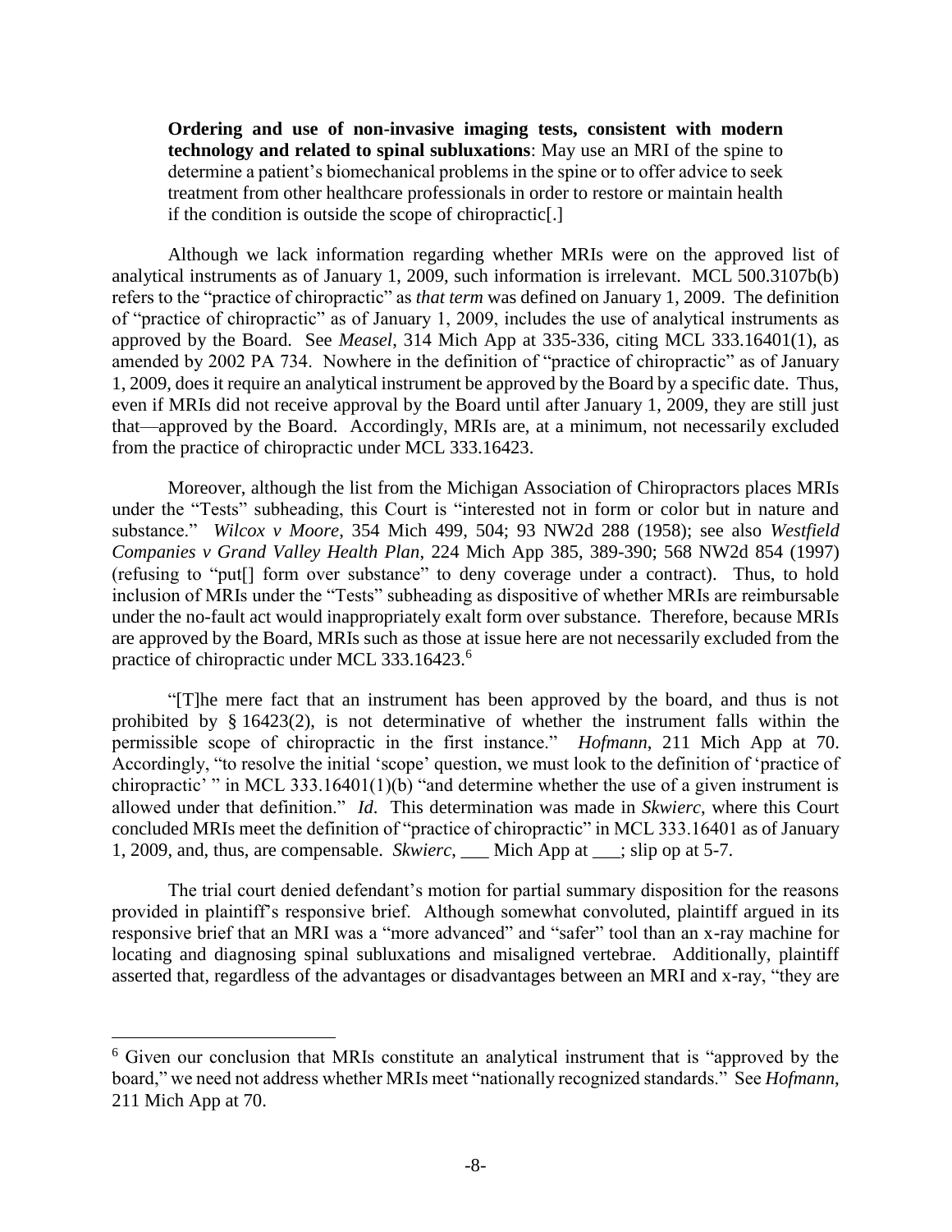> **Ordering and use of non-invasive imaging tests, consistent with modern technology and related to spinal subluxations**: May use an MRI of the spine to determine a patient's biomechanical problems in the spine or to offer advice to seek treatment from other healthcare professionals in order to restore or maintain health if the condition is outside the scope of chiropractic[.]

Although we lack information regarding whether MRIs were on the approved list of analytical instruments as of January 1, 2009, such information is irrelevant. MCL 500.3107b(b) refers to the "practice of chiropractic" as *that term* was defined on January 1, 2009. The definition of "practice of chiropractic" as of January 1, 2009, includes the use of analytical instruments as approved by the Board. See *Measel*, 314 Mich App at 335-336, citing MCL 333.16401(1), as amended by 2002 PA 734. Nowhere in the definition of "practice of chiropractic" as of January 1, 2009, does it require an analytical instrument be approved by the Board by a specific date. Thus, even if MRIs did not receive approval by the Board until after January 1, 2009, they are still just that—approved by the Board. Accordingly, MRIs are, at a minimum, not necessarily excluded from the practice of chiropractic under MCL 333.16423.

Moreover, although the list from the Michigan Association of Chiropractors places MRIs under the "Tests" subheading, this Court is "interested not in form or color but in nature and substance." *Wilcox v Moore*, 354 Mich 499, 504; 93 NW2d 288 (1958); see also *Westfield Companies v Grand Valley Health Plan*, 224 Mich App 385, 389-390; 568 NW2d 854 (1997) (refusing to "put[] form over substance" to deny coverage under a contract). Thus, to hold inclusion of MRIs under the "Tests" subheading as dispositive of whether MRIs are reimbursable under the no-fault act would inappropriately exalt form over substance. Therefore, because MRIs are approved by the Board, MRIs such as those at issue here are not necessarily excluded from the practice of chiropractic under MCL 333.16423.[6]

"[T]he mere fact that an instrument has been approved by the board, and thus is not prohibited by § 16423(2), is not determinative of whether the instrument falls within the permissible scope of chiropractic in the first instance." *Hofmann*, 211 Mich App at 70. Accordingly, "to resolve the initial 'scope' question, we must look to the definition of 'practice of chiropractic' " in MCL 333.16401(1)(b) "and determine whether the use of a given instrument is allowed under that definition." *Id*. This determination was made in *Skwierc*, where this Court concluded MRIs meet the definition of "practice of chiropractic" in MCL 333.16401 as of January 1, 2009, and, thus, are compensable. *Skwierc*, ___ Mich App at ___; slip op at 5-7.

The trial court denied defendant's motion for partial summary disposition for the reasons provided in plaintiff's responsive brief. Although somewhat convoluted, plaintiff argued in its responsive brief that an MRI was a "more advanced" and "safer" tool than an x-ray machine for locating and diagnosing spinal subluxations and misaligned vertebrae. Additionally, plaintiff asserted that, regardless of the advantages or disadvantages between an MRI and x-ray, "they are

---

[6] Given our conclusion that MRIs constitute an analytical instrument that is "approved by the board," we need not address whether MRIs meet "nationally recognized standards." See *Hofmann*, 211 Mich App at 70.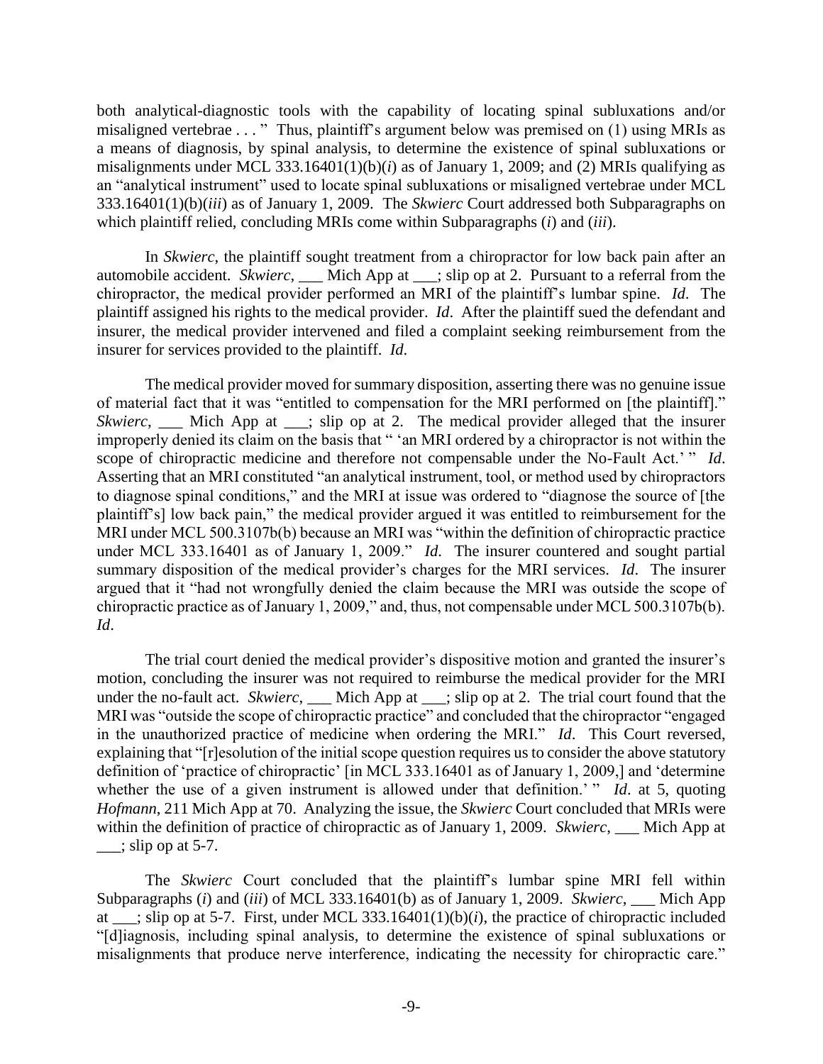both analytical-diagnostic tools with the capability of locating spinal subluxations and/or misaligned vertebrae . . . " Thus, plaintiff's argument below was premised on (1) using MRIs as a means of diagnosis, by spinal analysis, to determine the existence of spinal subluxations or misalignments under MCL 333.16401(1)(b)(*i*) as of January 1, 2009; and (2) MRIs qualifying as an "analytical instrument" used to locate spinal subluxations or misaligned vertebrae under MCL 333.16401(1)(b)(*iii*) as of January 1, 2009. The *Skwierc* Court addressed both Subparagraphs on which plaintiff relied, concluding MRIs come within Subparagraphs (*i*) and (*iii*).

In *Skwierc*, the plaintiff sought treatment from a chiropractor for low back pain after an automobile accident. *Skwierc*, ___ Mich App at ___; slip op at 2. Pursuant to a referral from the chiropractor, the medical provider performed an MRI of the plaintiff's lumbar spine. *Id*. The plaintiff assigned his rights to the medical provider. *Id*. After the plaintiff sued the defendant and insurer, the medical provider intervened and filed a complaint seeking reimbursement from the insurer for services provided to the plaintiff. *Id*.

The medical provider moved for summary disposition, asserting there was no genuine issue of material fact that it was "entitled to compensation for the MRI performed on [the plaintiff]." *Skwierc*, ___ Mich App at ___; slip op at 2. The medical provider alleged that the insurer improperly denied its claim on the basis that " 'an MRI ordered by a chiropractor is not within the scope of chiropractic medicine and therefore not compensable under the No-Fault Act.' " *Id*. Asserting that an MRI constituted "an analytical instrument, tool, or method used by chiropractors to diagnose spinal conditions," and the MRI at issue was ordered to "diagnose the source of [the plaintiff's] low back pain," the medical provider argued it was entitled to reimbursement for the MRI under MCL 500.3107b(b) because an MRI was "within the definition of chiropractic practice under MCL 333.16401 as of January 1, 2009." *Id*. The insurer countered and sought partial summary disposition of the medical provider's charges for the MRI services. *Id*. The insurer argued that it "had not wrongfully denied the claim because the MRI was outside the scope of chiropractic practice as of January 1, 2009," and, thus, not compensable under MCL 500.3107b(b). *Id*.

The trial court denied the medical provider's dispositive motion and granted the insurer's motion, concluding the insurer was not required to reimburse the medical provider for the MRI under the no-fault act. *Skwierc*, ___ Mich App at ___; slip op at 2. The trial court found that the MRI was "outside the scope of chiropractic practice" and concluded that the chiropractor "engaged in the unauthorized practice of medicine when ordering the MRI." *Id*. This Court reversed, explaining that "[r]esolution of the initial scope question requires us to consider the above statutory definition of 'practice of chiropractic' [in MCL 333.16401 as of January 1, 2009,] and 'determine whether the use of a given instrument is allowed under that definition.' " *Id*. at 5, quoting *Hofmann*, 211 Mich App at 70. Analyzing the issue, the *Skwierc* Court concluded that MRIs were within the definition of practice of chiropractic as of January 1, 2009. *Skwierc*, ___ Mich App at ___; slip op at 5-7.

The *Skwierc* Court concluded that the plaintiff's lumbar spine MRI fell within Subparagraphs (*i*) and (*iii*) of MCL 333.16401(b) as of January 1, 2009. *Skwierc*, ___ Mich App at ___; slip op at 5-7. First, under MCL 333.16401(1)(b)(*i*), the practice of chiropractic included "[d]iagnosis, including spinal analysis, to determine the existence of spinal subluxations or misalignments that produce nerve interference, indicating the necessity for chiropractic care."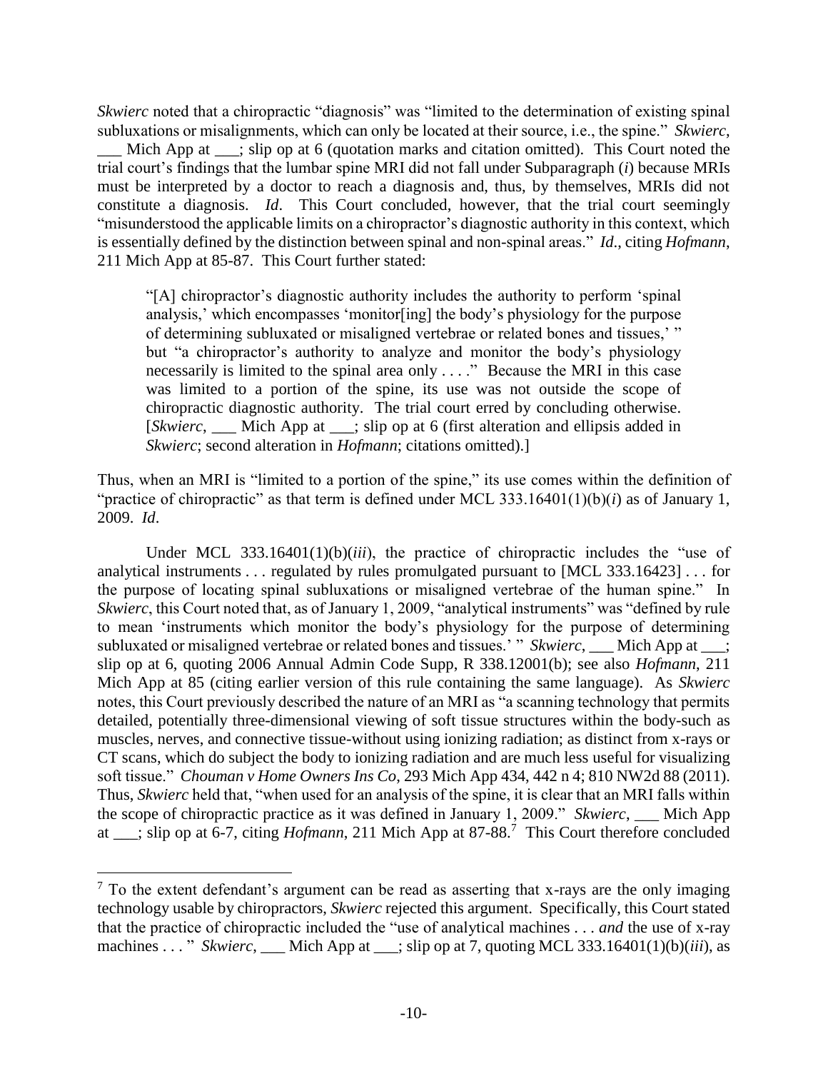*Skwierc* noted that a chiropractic "diagnosis" was "limited to the determination of existing spinal subluxations or misalignments, which can only be located at their source, i.e., the spine." *Skwierc*, ___ Mich App at ___; slip op at 6 (quotation marks and citation omitted). This Court noted the trial court's findings that the lumbar spine MRI did not fall under Subparagraph (*i*) because MRIs must be interpreted by a doctor to reach a diagnosis and, thus, by themselves, MRIs did not constitute a diagnosis. *Id*. This Court concluded, however, that the trial court seemingly "misunderstood the applicable limits on a chiropractor's diagnostic authority in this context, which is essentially defined by the distinction between spinal and non-spinal areas." *Id*., citing *Hofmann*, 211 Mich App at 85-87. This Court further stated:

> "[A] chiropractor's diagnostic authority includes the authority to perform 'spinal analysis,' which encompasses 'monitor[ing] the body's physiology for the purpose of determining subluxated or misaligned vertebrae or related bones and tissues,' " but "a chiropractor's authority to analyze and monitor the body's physiology necessarily is limited to the spinal area only . . . ." Because the MRI in this case was limited to a portion of the spine, its use was not outside the scope of chiropractic diagnostic authority. The trial court erred by concluding otherwise. [*Skwierc*, ___ Mich App at ___; slip op at 6 (first alteration and ellipsis added in *Skwierc*; second alteration in *Hofmann*; citations omitted).]

Thus, when an MRI is "limited to a portion of the spine," its use comes within the definition of "practice of chiropractic" as that term is defined under MCL 333.16401(1)(b)(*i*) as of January 1, 2009. *Id*.

Under MCL 333.16401(1)(b)(*iii*), the practice of chiropractic includes the "use of analytical instruments . . . regulated by rules promulgated pursuant to [MCL 333.16423] . . . for the purpose of locating spinal subluxations or misaligned vertebrae of the human spine." In *Skwierc*, this Court noted that, as of January 1, 2009, "analytical instruments" was "defined by rule to mean 'instruments which monitor the body's physiology for the purpose of determining subluxated or misaligned vertebrae or related bones and tissues.' " *Skwierc*, ___ Mich App at ___; slip op at 6, quoting 2006 Annual Admin Code Supp, R 338.12001(b); see also *Hofmann*, 211 Mich App at 85 (citing earlier version of this rule containing the same language). As *Skwierc* notes, this Court previously described the nature of an MRI as "a scanning technology that permits detailed, potentially three-dimensional viewing of soft tissue structures within the body-such as muscles, nerves, and connective tissue-without using ionizing radiation; as distinct from x-rays or CT scans, which do subject the body to ionizing radiation and are much less useful for visualizing soft tissue." *Chouman v Home Owners Ins Co*, 293 Mich App 434, 442 n 4; 810 NW2d 88 (2011). Thus, *Skwierc* held that, "when used for an analysis of the spine, it is clear that an MRI falls within the scope of chiropractic practice as it was defined in January 1, 2009." *Skwierc*, ___ Mich App at ___; slip op at 6-7, citing *Hofmann*, 211 Mich App at 87-88.[7] This Court therefore concluded

[7] To the extent defendant's argument can be read as asserting that x-rays are the only imaging technology usable by chiropractors, *Skwierc* rejected this argument. Specifically, this Court stated that the practice of chiropractic included the "use of analytical machines . . . *and* the use of x-ray machines . . . " *Skwierc*, ___ Mich App at ___; slip op at 7, quoting MCL 333.16401(1)(b)(*iii*), as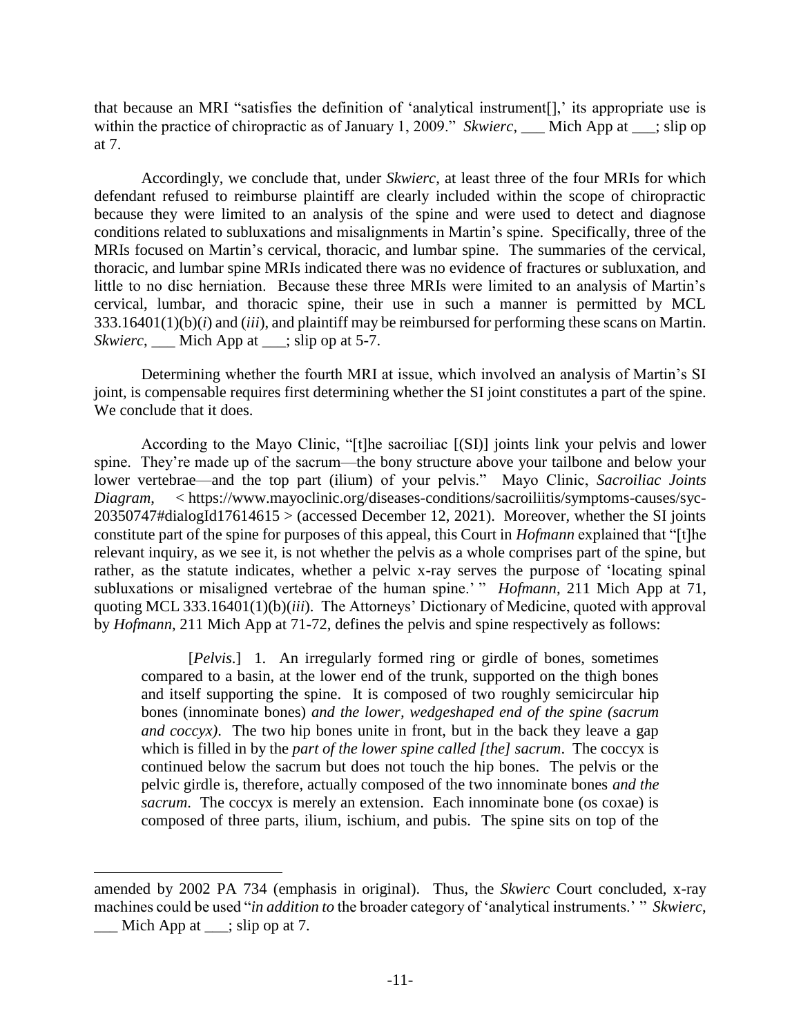that because an MRI "satisfies the definition of 'analytical instrument[],' its appropriate use is within the practice of chiropractic as of January 1, 2009." *Skwierc*, ___ Mich App at ___; slip op at 7.

Accordingly, we conclude that, under *Skwierc*, at least three of the four MRIs for which defendant refused to reimburse plaintiff are clearly included within the scope of chiropractic because they were limited to an analysis of the spine and were used to detect and diagnose conditions related to subluxations and misalignments in Martin's spine. Specifically, three of the MRIs focused on Martin's cervical, thoracic, and lumbar spine. The summaries of the cervical, thoracic, and lumbar spine MRIs indicated there was no evidence of fractures or subluxation, and little to no disc herniation. Because these three MRIs were limited to an analysis of Martin's cervical, lumbar, and thoracic spine, their use in such a manner is permitted by MCL 333.16401(1)(b)(*i*) and (*iii*), and plaintiff may be reimbursed for performing these scans on Martin. *Skwierc*, ___ Mich App at ___; slip op at 5-7.

Determining whether the fourth MRI at issue, which involved an analysis of Martin's SI joint, is compensable requires first determining whether the SI joint constitutes a part of the spine. We conclude that it does.

According to the Mayo Clinic, "[t]he sacroiliac [(SI)] joints link your pelvis and lower spine. They're made up of the sacrum—the bony structure above your tailbone and below your lower vertebrae—and the top part (ilium) of your pelvis." Mayo Clinic, *Sacroiliac Joints Diagram*, < https://www.mayoclinic.org/diseases-conditions/sacroiliitis/symptoms-causes/syc-20350747#dialogId17614615 > (accessed December 12, 2021). Moreover, whether the SI joints constitute part of the spine for purposes of this appeal, this Court in *Hofmann* explained that "[t]he relevant inquiry, as we see it, is not whether the pelvis as a whole comprises part of the spine, but rather, as the statute indicates, whether a pelvic x-ray serves the purpose of 'locating spinal subluxations or misaligned vertebrae of the human spine.' " *Hofmann*, 211 Mich App at 71, quoting MCL 333.16401(1)(b)(*iii*). The Attorneys' Dictionary of Medicine, quoted with approval by *Hofmann*, 211 Mich App at 71-72, defines the pelvis and spine respectively as follows:

> [*Pelvis*.] 1. An irregularly formed ring or girdle of bones, sometimes compared to a basin, at the lower end of the trunk, supported on the thigh bones and itself supporting the spine. It is composed of two roughly semicircular hip bones (innominate bones) *and the lower, wedgeshaped end of the spine (sacrum and coccyx)*. The two hip bones unite in front, but in the back they leave a gap which is filled in by the *part of the lower spine called [the] sacrum*. The coccyx is continued below the sacrum but does not touch the hip bones. The pelvis or the pelvic girdle is, therefore, actually composed of the two innominate bones *and the sacrum*. The coccyx is merely an extension. Each innominate bone (os coxae) is composed of three parts, ilium, ischium, and pubis. The spine sits on top of the

---

amended by 2002 PA 734 (emphasis in original). Thus, the *Skwierc* Court concluded, x-ray machines could be used "*in addition to* the broader category of 'analytical instruments.' " *Skwierc*, ___ Mich App at ___; slip op at 7.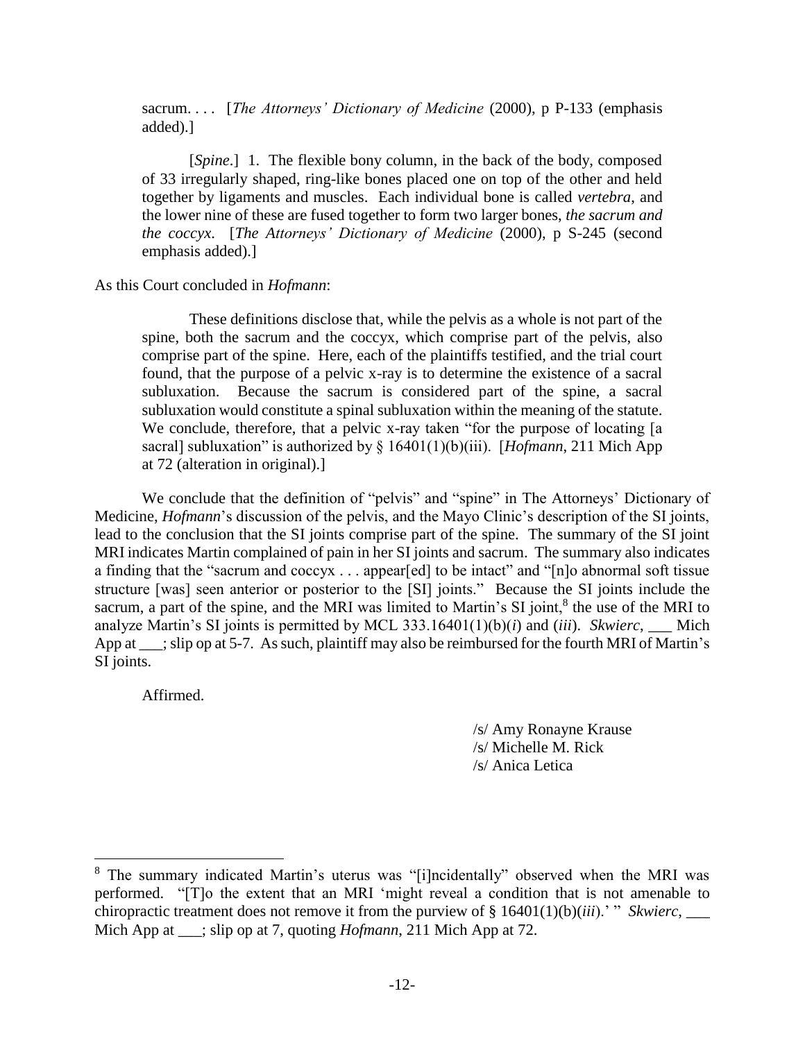sacrum. . . . [*The Attorneys' Dictionary of Medicine* (2000), p P-133 (emphasis added).]

> [*Spine*.] 1. The flexible bony column, in the back of the body, composed of 33 irregularly shaped, ring-like bones placed one on top of the other and held together by ligaments and muscles. Each individual bone is called *vertebra*, and the lower nine of these are fused together to form two larger bones, *the sacrum and the coccyx*. [*The Attorneys' Dictionary of Medicine* (2000), p S-245 (second emphasis added).]

As this Court concluded in *Hofmann*:

> These definitions disclose that, while the pelvis as a whole is not part of the spine, both the sacrum and the coccyx, which comprise part of the pelvis, also comprise part of the spine. Here, each of the plaintiffs testified, and the trial court found, that the purpose of a pelvic x-ray is to determine the existence of a sacral subluxation. Because the sacrum is considered part of the spine, a sacral subluxation would constitute a spinal subluxation within the meaning of the statute. We conclude, therefore, that a pelvic x-ray taken "for the purpose of locating [a sacral] subluxation" is authorized by § 16401(1)(b)(iii). [*Hofmann*, 211 Mich App at 72 (alteration in original).]

We conclude that the definition of "pelvis" and "spine" in The Attorneys' Dictionary of Medicine, *Hofmann*'s discussion of the pelvis, and the Mayo Clinic's description of the SI joints, lead to the conclusion that the SI joints comprise part of the spine. The summary of the SI joint MRI indicates Martin complained of pain in her SI joints and sacrum. The summary also indicates a finding that the "sacrum and coccyx . . . appear[ed] to be intact" and "[n]o abnormal soft tissue structure [was] seen anterior or posterior to the [SI] joints." Because the SI joints include the sacrum, a part of the spine, and the MRI was limited to Martin's SI joint,[8] the use of the MRI to analyze Martin's SI joints is permitted by MCL 333.16401(1)(b)(*i*) and (*iii*). *Skwierc*, ___ Mich App at ___; slip op at 5-7. As such, plaintiff may also be reimbursed for the fourth MRI of Martin's SI joints.

Affirmed.

/s/ Amy Ronayne Krause
/s/ Michelle M. Rick
/s/ Anica Letica

---

[8] The summary indicated Martin's uterus was "[i]ncidentally" observed when the MRI was performed. "[T]o the extent that an MRI 'might reveal a condition that is not amenable to chiropractic treatment does not remove it from the purview of § 16401(1)(b)(*iii*).' " *Skwierc*, ___ Mich App at ___; slip op at 7, quoting *Hofmann*, 211 Mich App at 72.